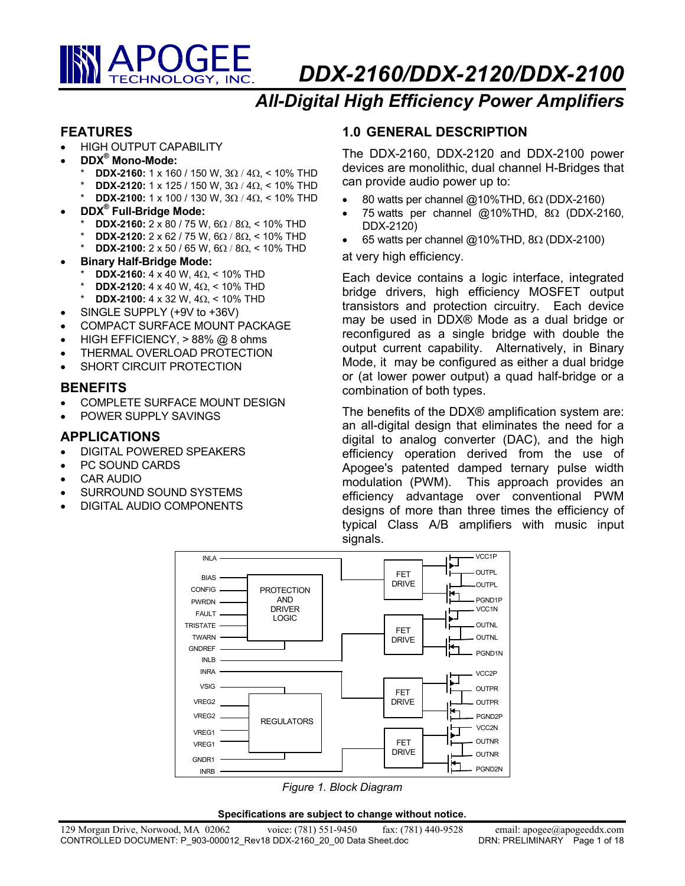# DDX-2160/DDX-2120/DDX-2100

## All-Digital High Efficiency Power Amplifiers

## FEATURES

- HIGH OUTPUT CAPABILITY
- **DDX® Mono-Mode:**
  - **DDX-2160:** 1 x 160 / 150 W, 3Ω / 4Ω, < 10% THD
  - **DDX-2120:** 1 x 125 / 150 W, 3Ω / 4Ω, < 10% THD
  - **DDX-2100:** 1 x 100 / 130 W, 3Ω / 4Ω, < 10% THD
- **DDX® Full-Bridge Mode:**
  - **DDX-2160:** 2 x 80 / 75 W, 6Ω / 8Ω, < 10% THD
  - **DDX-2120:** 2 x 62 / 75 W, 6Ω / 8Ω, < 10% THD
  - **DDX-2100:** 2 x 50 / 65 W, 6Ω / 8Ω, < 10% THD
- **Binary Half-Bridge Mode:**
  - **DDX-2160:** 4 x 40 W, 4Ω, < 10% THD
  - **DDX-2120:** 4 x 40 W, 4Ω, < 10% THD
  - **DDX-2100:** 4 x 32 W, 4Ω, < 10% THD
- SINGLE SUPPLY (+9V to +36V)
- COMPACT SURFACE MOUNT PACKAGE
- HIGH EFFICIENCY, > 88% @ 8 ohms
- THERMAL OVERLOAD PROTECTION
- SHORT CIRCUIT PROTECTION

## BENEFITS

- COMPLETE SURFACE MOUNT DESIGN
- POWER SUPPLY SAVINGS

## APPLICATIONS

- DIGITAL POWERED SPEAKERS
- PC SOUND CARDS
- CAR AUDIO
- SURROUND SOUND SYSTEMS
- DIGITAL AUDIO COMPONENTS

## 1.0 GENERAL DESCRIPTION

The DDX-2160, DDX-2120 and DDX-2100 power devices are monolithic, dual channel H-Bridges that can provide audio power up to:

- 80 watts per channel @10%THD, 6Ω (DDX-2160)
- 75 watts per channel @10%THD, 8Ω (DDX-2160, DDX-2120)
- 65 watts per channel @10%THD, 8Ω (DDX-2100)

at very high efficiency.

Each device contains a logic interface, integrated bridge drivers, high efficiency MOSFET output transistors and protection circuitry. Each device may be used in DDX® Mode as a dual bridge or reconfigured as a single bridge with double the output current capability. Alternatively, in Binary Mode, it may be configured as either a dual bridge or (at lower power output) a quad half-bridge or a combination of both types.

The benefits of the DDX® amplification system are: an all-digital design that eliminates the need for a digital to analog converter (DAC), and the high efficiency operation derived from the use of Apogee's patented damped ternary pulse width modulation (PWM). This approach provides an efficiency advantage over conventional PWM designs of more than three times the efficiency of typical Class A/B amplifiers with music input signals.

*Figure 1. Block Diagram*

**Specifications are subject to change without notice.**

129 Morgan Drive, Norwood, MA 02062 voice: (781) 551-9450 fax: (781) 440-9528 email: apogee@apogeeddx.com
CONTROLLED DOCUMENT: P_903-000012_Rev18 DDX-2160_20_00 Data Sheet.doc DRN: PRELIMINARY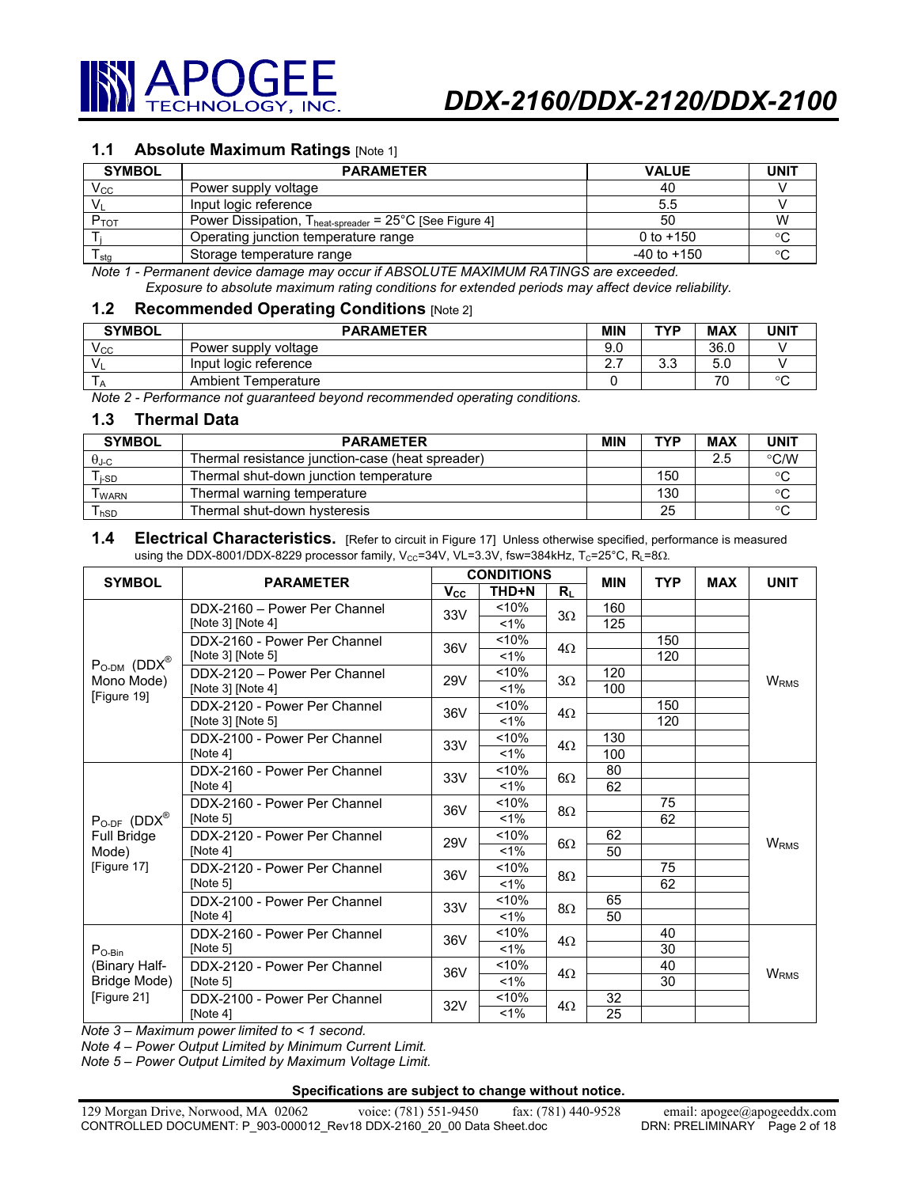### 1.1 Absolute Maximum Ratings [Note 1]

| SYMBOL | PARAMETER | VALUE | UNIT |
|---|---|---|---|
| $V_{CC}$ | Power supply voltage | 40 | V |
| $V_L$ | Input logic reference | 5.5 | V |
| $P_{TOT}$ | Power Dissipation, $T_{heat\text{-}spreader}$ = 25°C [See Figure 4] | 50 | W |
| $T_j$ | Operating junction temperature range | 0 to +150 | °C |
| $T_{stg}$ | Storage temperature range | -40 to +150 | °C |

*Note 1 - Permanent device damage may occur if ABSOLUTE MAXIMUM RATINGS are exceeded.*
*Exposure to absolute maximum rating conditions for extended periods may affect device reliability.*

### 1.2 Recommended Operating Conditions [Note 2]

| SYMBOL | PARAMETER | MIN | TYP | MAX | UNIT |
|---|---|---|---|---|---|
| $V_{CC}$ | Power supply voltage | 9.0 | | 36.0 | V |
| $V_L$ | Input logic reference | 2.7 | 3.3 | 5.0 | V |
| $T_A$ | Ambient Temperature | 0 | | 70 | °C |

*Note 2 - Performance not guaranteed beyond recommended operating conditions.*

### 1.3 Thermal Data

| SYMBOL | PARAMETER | MIN | TYP | MAX | UNIT |
|---|---|---|---|---|---|
| $\theta_{J\text{-}C}$ | Thermal resistance junction-case (heat spreader) | | | 2.5 | °C/W |
| $T_{j\text{-}SD}$ | Thermal shut-down junction temperature | | 150 | | °C |
| $T_{WARN}$ | Thermal warning temperature | | 130 | | °C |
| $T_{hSD}$ | Thermal shut-down hysteresis | | 25 | | °C |

### 1.4 Electrical Characteristics.

[Refer to circuit in Figure 17] Unless otherwise specified, performance is measured using the DDX-8001/DDX-8229 processor family, $V_{CC}$=34V, VL=3.3V, fsw=384kHz, $T_C$=25°C, $R_L$=8Ω.

| SYMBOL | PARAMETER | CONDITIONS | | | MIN | TYP | MAX | UNIT |
|---|---|---|---|---|---|---|---|---|
| | | $V_{CC}$ | THD+N | $R_L$ | | | | |
| $P_{O\text{-}DM}$ (DDX®) Mono Mode) [Figure 19] | DDX-2160 – Power Per Channel [Note 3] [Note 4] | 33V | <10% | 3Ω | 160 | | | $W_{RMS}$ |
| | | | <1% | | 125 | | | |
| | DDX-2160 - Power Per Channel [Note 3] [Note 5] | 36V | <10% | 4Ω | | 150 | | |
| | | | <1% | | | 120 | | |
| | DDX-2120 – Power Per Channel [Note 3] [Note 4] | 29V | <10% | 3Ω | 120 | | | |
| | | | <1% | | 100 | | | |
| | DDX-2120 - Power Per Channel [Note 3] [Note 5] | 36V | <10% | 4Ω | | 150 | | |
| | | | <1% | | | 120 | | |
| | DDX-2100 - Power Per Channel [Note 4] | 33V | <10% | 4Ω | 130 | | | |
| | | | <1% | | 100 | | | |
| $P_{O\text{-}DF}$ (DDX®) Full Bridge Mode) [Figure 17] | DDX-2160 - Power Per Channel [Note 4] | 33V | <10% | 6Ω | 80 | | | $W_{RMS}$ |
| | | | <1% | | 62 | | | |
| | DDX-2160 - Power Per Channel [Note 5] | 36V | <10% | 8Ω | | 75 | | |
| | | | <1% | | | 62 | | |
| | DDX-2120 - Power Per Channel [Note 4] | 29V | <10% | 6Ω | 62 | | | |
| | | | <1% | | 50 | | | |
| | DDX-2120 - Power Per Channel [Note 5] | 36V | <10% | 8Ω | | 75 | | |
| | | | <1% | | | 62 | | |
| | DDX-2100 - Power Per Channel [Note 4] | 33V | <10% | 8Ω | 65 | | | |
| | | | <1% | | 50 | | | |
| $P_{O\text{-}Bin}$ (Binary Half-Bridge Mode) [Figure 21] | DDX-2160 - Power Per Channel [Note 5] | 36V | <10% | 4Ω | | 40 | | $W_{RMS}$ |
| | | | <1% | | | 30 | | |
| | DDX-2120 - Power Per Channel [Note 5] | 36V | <10% | 4Ω | | 40 | | |
| | | | <1% | | | 30 | | |
| | DDX-2100 - Power Per Channel [Note 4] | 32V | <10% | 4Ω | 32 | | | |
| | | | <1% | | 25 | | | |

*Note 3 – Maximum power limited to < 1 second.*
*Note 4 – Power Output Limited by Minimum Current Limit.*
*Note 5 – Power Output Limited by Maximum Voltage Limit.*

**Specifications are subject to change without notice.**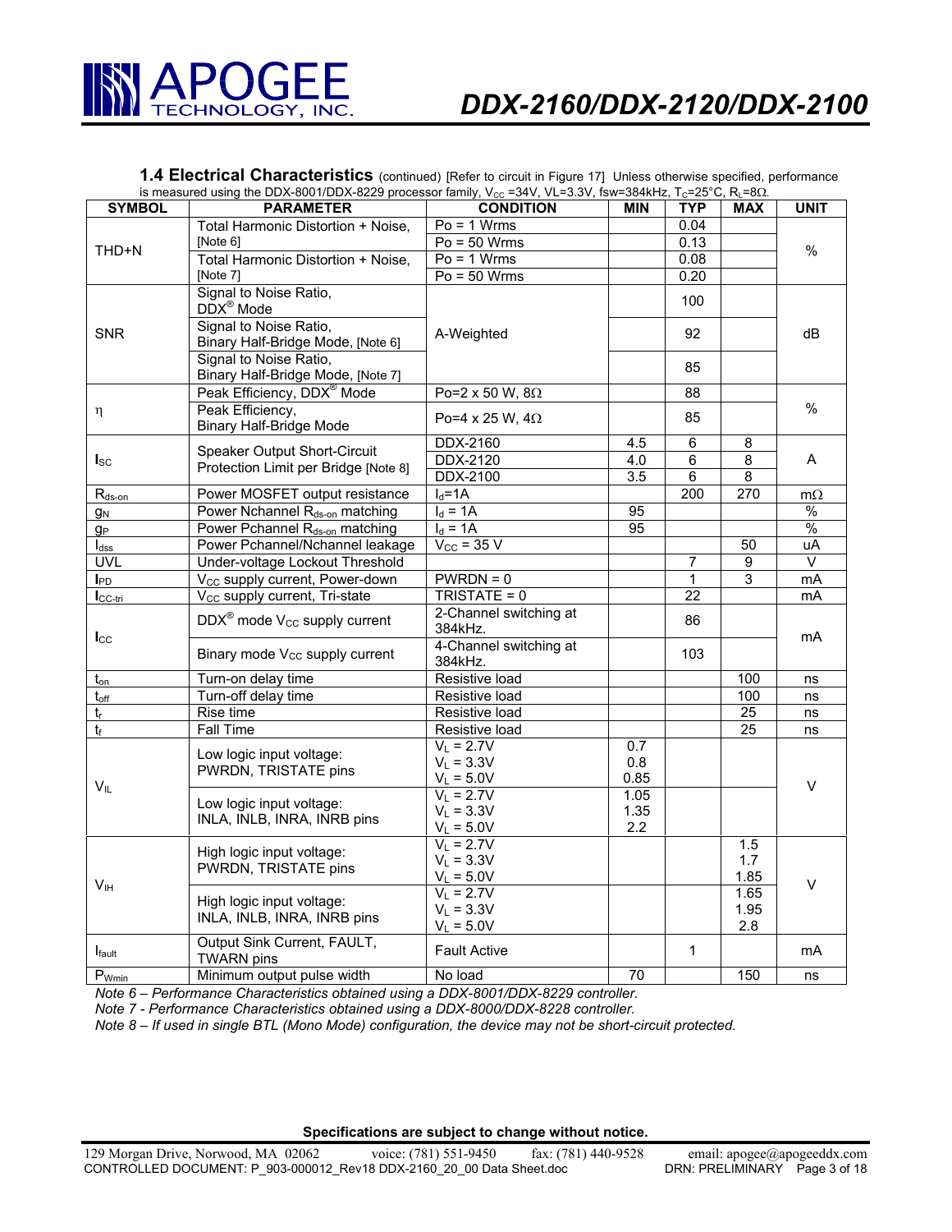### 1.4 Electrical Characteristics

(continued) [Refer to circuit in Figure 17] Unless otherwise specified, performance is measured using the DDX-8001/DDX-8229 processor family, $V_{CC}$ =34V, VL=3.3V, fsw=384kHz, $T_c$=25°C, $R_L$=8Ω.

| SYMBOL | PARAMETER | CONDITION | MIN | TYP | MAX | UNIT |
|---|---|---|---|---|---|---|
| THD+N | Total Harmonic Distortion + Noise, [Note 6] | Po = 1 Wrms | | 0.04 | | % |
| | | Po = 50 Wrms | | 0.13 | | |
| | Total Harmonic Distortion + Noise, [Note 7] | Po = 1 Wrms | | 0.08 | | |
| | | Po = 50 Wrms | | 0.20 | | |
| SNR | Signal to Noise Ratio, DDX® Mode | A-Weighted | | 100 | | dB |
| | Signal to Noise Ratio, Binary Half-Bridge Mode, [Note 6] | | | 92 | | |
| | Signal to Noise Ratio, Binary Half-Bridge Mode, [Note 7] | | | 85 | | |
| η | Peak Efficiency, DDX® Mode | Po=2 x 50 W, 8Ω | | 88 | | % |
| | Peak Efficiency, Binary Half-Bridge Mode | Po=4 x 25 W, 4Ω | | 85 | | |
| $I_{SC}$ | Speaker Output Short-Circuit Protection Limit per Bridge [Note 8] | DDX-2160 | 4.5 | 6 | 8 | A |
| | | DDX-2120 | 4.0 | 6 | 8 | |
| | | DDX-2100 | 3.5 | 6 | 8 | |
| $R_{ds\text{-}on}$ | Power MOSFET output resistance | $I_d$=1A | | 200 | 270 | mΩ |
| $g_N$ | Power Nchannel $R_{ds\text{-}on}$ matching | $I_d$ = 1A | 95 | | | % |
| $g_P$ | Power Pchannel $R_{ds\text{-}on}$ matching | $I_d$ = 1A | 95 | | | % |
| $I_{dss}$ | Power Pchannel/Nchannel leakage | $V_{CC}$ = 35 V | | | 50 | uA |
| UVL | Under-voltage Lockout Threshold | | | 7 | 9 | V |
| $I_{PD}$ | $V_{CC}$ supply current, Power-down | PWRDN = 0 | | 1 | 3 | mA |
| $I_{CC\text{-}tri}$ | $V_{CC}$ supply current, Tri-state | TRISTATE = 0 | | 22 | | mA |
| $I_{CC}$ | DDX® mode $V_{CC}$ supply current | 2-Channel switching at 384kHz. | | 86 | | mA |
| | Binary mode $V_{CC}$ supply current | 4-Channel switching at 384kHz. | | 103 | | |
| $t_{on}$ | Turn-on delay time | Resistive load | | | 100 | ns |
| $t_{off}$ | Turn-off delay time | Resistive load | | | 100 | ns |
| $t_r$ | Rise time | Resistive load | | | 25 | ns |
| $t_f$ | Fall Time | Resistive load | | | 25 | ns |
| $V_{IL}$ | Low logic input voltage: PWRDN, TRISTATE pins | $V_L$ = 2.7V<br>$V_L$ = 3.3V<br>$V_L$ = 5.0V | 0.7<br>0.8<br>0.85 | | | V |
| | Low logic input voltage: INLA, INLB, INRA, INRB pins | $V_L$ = 2.7V<br>$V_L$ = 3.3V<br>$V_L$ = 5.0V | 1.05<br>1.35<br>2.2 | | | |
| $V_{IH}$ | High logic input voltage: PWRDN, TRISTATE pins | $V_L$ = 2.7V<br>$V_L$ = 3.3V<br>$V_L$ = 5.0V | | | 1.5<br>1.7<br>1.85 | V |
| | High logic input voltage: INLA, INLB, INRA, INRB pins | $V_L$ = 2.7V<br>$V_L$ = 3.3V<br>$V_L$ = 5.0V | | | 1.65<br>1.95<br>2.8 | |
| $I_{fault}$ | Output Sink Current, FAULT, TWARN pins | Fault Active | | 1 | | mA |
| $P_{Wmin}$ | Minimum output pulse width | No load | 70 | | 150 | ns |

*Note 6 – Performance Characteristics obtained using a DDX-8001/DDX-8229 controller.*

*Note 7 - Performance Characteristics obtained using a DDX-8000/DDX-8228 controller.*

*Note 8 – If used in single BTL (Mono Mode) configuration, the device may not be short-circuit protected.*

**Specifications are subject to change without notice.**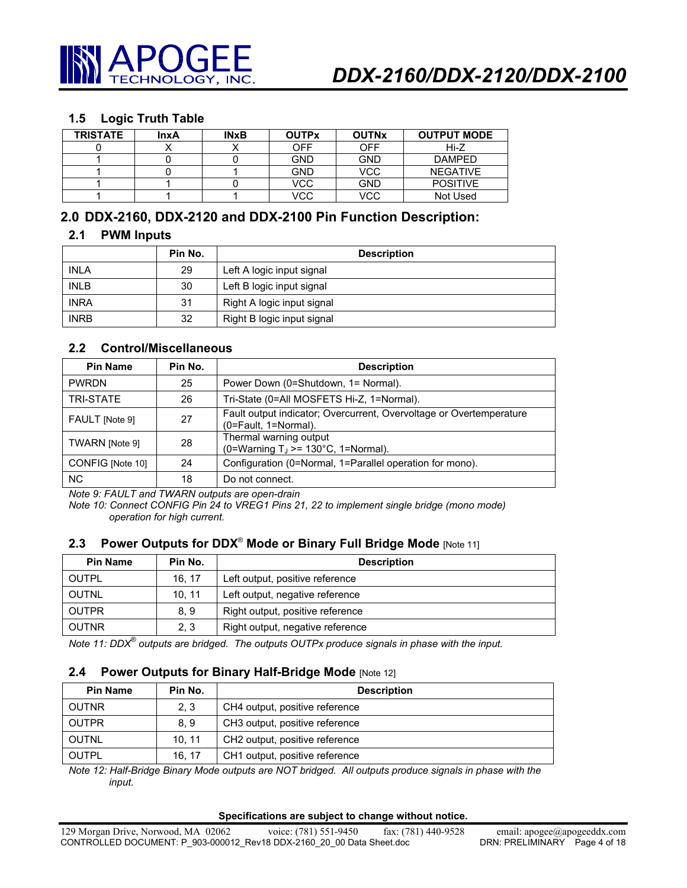### 1.5 Logic Truth Table

| TRISTATE | InxA | INxB | OUTPx | OUTNx | OUTPUT MODE |
|---|---|---|---|---|---|
| 0 | X | X | OFF | OFF | Hi-Z |
| 1 | 0 | 0 | GND | GND | DAMPED |
| 1 | 0 | 1 | GND | VCC | NEGATIVE |
| 1 | 1 | 0 | VCC | GND | POSITIVE |
| 1 | 1 | 1 | VCC | VCC | Not Used |

## 2.0 DDX-2160, DDX-2120 and DDX-2100 Pin Function Description:

### 2.1 PWM Inputs

| | Pin No. | Description |
|---|---|---|
| INLA | 29 | Left A logic input signal |
| INLB | 30 | Left B logic input signal |
| INRA | 31 | Right A logic input signal |
| INRB | 32 | Right B logic input signal |

### 2.2 Control/Miscellaneous

| Pin Name | Pin No. | Description |
|---|---|---|
| PWRDN | 25 | Power Down (0=Shutdown, 1= Normal). |
| TRI-STATE | 26 | Tri-State (0=All MOSFETS Hi-Z, 1=Normal). |
| FAULT [Note 9] | 27 | Fault output indicator; Overcurrent, Overvoltage or Overtemperature (0=Fault, 1=Normal). |
| TWARN [Note 9] | 28 | Thermal warning output (0=Warning $T_J$ >= 130°C, 1=Normal). |
| CONFIG [Note 10] | 24 | Configuration (0=Normal, 1=Parallel operation for mono). |
| NC | 18 | Do not connect. |

*Note 9: FAULT and TWARN outputs are open-drain*

*Note 10: Connect CONFIG Pin 24 to VREG1 Pins 21, 22 to implement single bridge (mono mode) operation for high current.*

### 2.3 Power Outputs for DDX® Mode or Binary Full Bridge Mode [Note 11]

| Pin Name | Pin No. | Description |
|---|---|---|
| OUTPL | 16, 17 | Left output, positive reference |
| OUTNL | 10, 11 | Left output, negative reference |
| OUTPR | 8, 9 | Right output, positive reference |
| OUTNR | 2, 3 | Right output, negative reference |

*Note 11: DDX® outputs are bridged. The outputs OUTPx produce signals in phase with the input.*

### 2.4 Power Outputs for Binary Half-Bridge Mode [Note 12]

| Pin Name | Pin No. | Description |
|---|---|---|
| OUTNR | 2, 3 | CH4 output, positive reference |
| OUTPR | 8, 9 | CH3 output, positive reference |
| OUTNL | 10, 11 | CH2 output, positive reference |
| OUTPL | 16, 17 | CH1 output, positive reference |

*Note 12: Half-Bridge Binary Mode outputs are NOT bridged. All outputs produce signals in phase with the input.*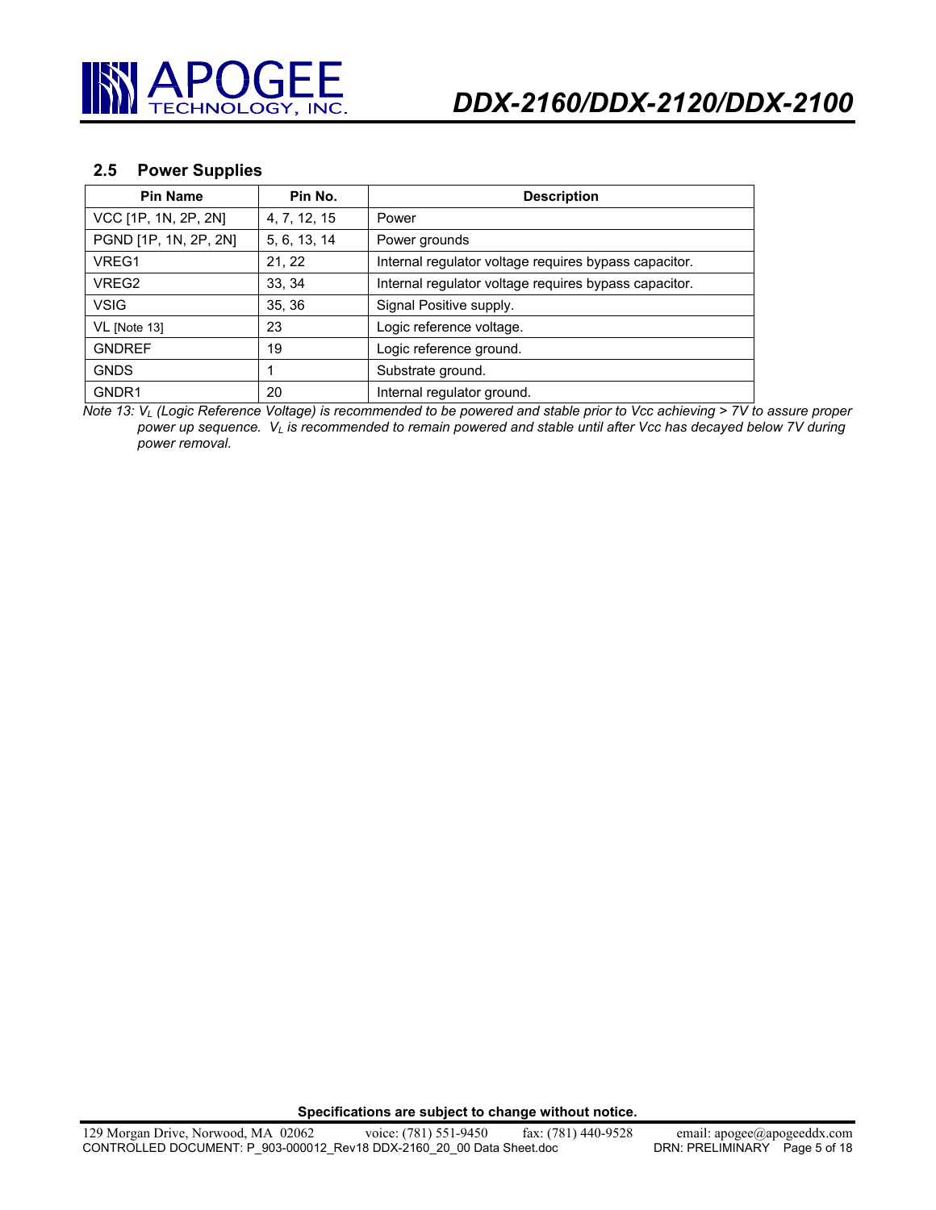## 2.5 Power Supplies

| Pin Name | Pin No. | Description |
|---|---|---|
| VCC [1P, 1N, 2P, 2N] | 4, 7, 12, 15 | Power |
| PGND [1P, 1N, 2P, 2N] | 5, 6, 13, 14 | Power grounds |
| VREG1 | 21, 22 | Internal regulator voltage requires bypass capacitor. |
| VREG2 | 33, 34 | Internal regulator voltage requires bypass capacitor. |
| VSIG | 35, 36 | Signal Positive supply. |
| VL [Note 13] | 23 | Logic reference voltage. |
| GNDREF | 19 | Logic reference ground. |
| GNDS | 1 | Substrate ground. |
| GNDR1 | 20 | Internal regulator ground. |

*Note 13: $V_L$ (Logic Reference Voltage) is recommended to be powered and stable prior to Vcc achieving > 7V to assure proper power up sequence. $V_L$ is recommended to remain powered and stable until after Vcc has decayed below 7V during power removal.*

**Specifications are subject to change without notice.**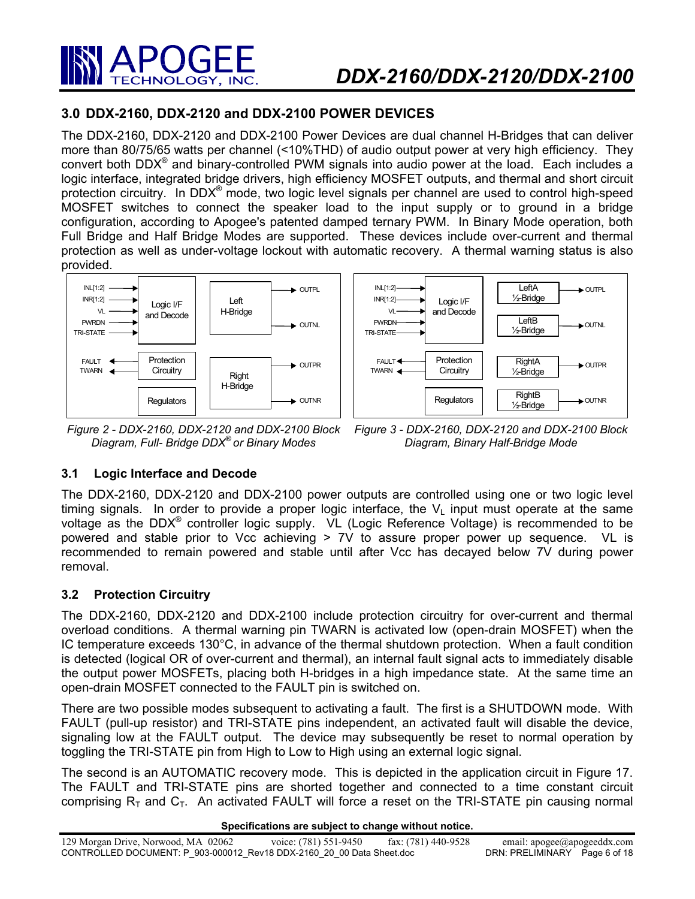## 3.0 DDX-2160, DDX-2120 and DDX-2100 POWER DEVICES

The DDX-2160, DDX-2120 and DDX-2100 Power Devices are dual channel H-Bridges that can deliver more than 80/75/65 watts per channel (<10%THD) of audio output power at very high efficiency. They convert both DDX® and binary-controlled PWM signals into audio power at the load. Each includes a logic interface, integrated bridge drivers, high efficiency MOSFET outputs, and thermal and short circuit protection circuitry. In DDX® mode, two logic level signals per channel are used to control high-speed MOSFET switches to connect the speaker load to the input supply or to ground in a bridge configuration, according to Apogee's patented damped ternary PWM. In Binary Mode operation, both Full Bridge and Half Bridge Modes are supported. These devices include over-current and thermal protection as well as under-voltage lockout with automatic recovery. A thermal warning status is also provided.

*Figure 2 - DDX-2160, DDX-2120 and DDX-2100 Block Diagram, Full- Bridge DDX® or Binary Modes*

*Figure 3 - DDX-2160, DDX-2120 and DDX-2100 Block Diagram, Binary Half-Bridge Mode*

### 3.1 Logic Interface and Decode

The DDX-2160, DDX-2120 and DDX-2100 power outputs are controlled using one or two logic level timing signals. In order to provide a proper logic interface, the $V_L$ input must operate at the same voltage as the DDX® controller logic supply. VL (Logic Reference Voltage) is recommended to be powered and stable prior to Vcc achieving > 7V to assure proper power up sequence. VL is recommended to remain powered and stable until after Vcc has decayed below 7V during power removal.

### 3.2 Protection Circuitry

The DDX-2160, DDX-2120 and DDX-2100 include protection circuitry for over-current and thermal overload conditions. A thermal warning pin TWARN is activated low (open-drain MOSFET) when the IC temperature exceeds 130°C, in advance of the thermal shutdown protection. When a fault condition is detected (logical OR of over-current and thermal), an internal fault signal acts to immediately disable the output power MOSFETs, placing both H-bridges in a high impedance state. At the same time an open-drain MOSFET connected to the FAULT pin is switched on.

There are two possible modes subsequent to activating a fault. The first is a SHUTDOWN mode. With FAULT (pull-up resistor) and TRI-STATE pins independent, an activated fault will disable the device, signaling low at the FAULT output. The device may subsequently be reset to normal operation by toggling the TRI-STATE pin from High to Low to High using an external logic signal.

The second is an AUTOMATIC recovery mode. This is depicted in the application circuit in Figure 17. The FAULT and TRI-STATE pins are shorted together and connected to a time constant circuit comprising $R_T$ and $C_T$. An activated FAULT will force a reset on the TRI-STATE pin causing normal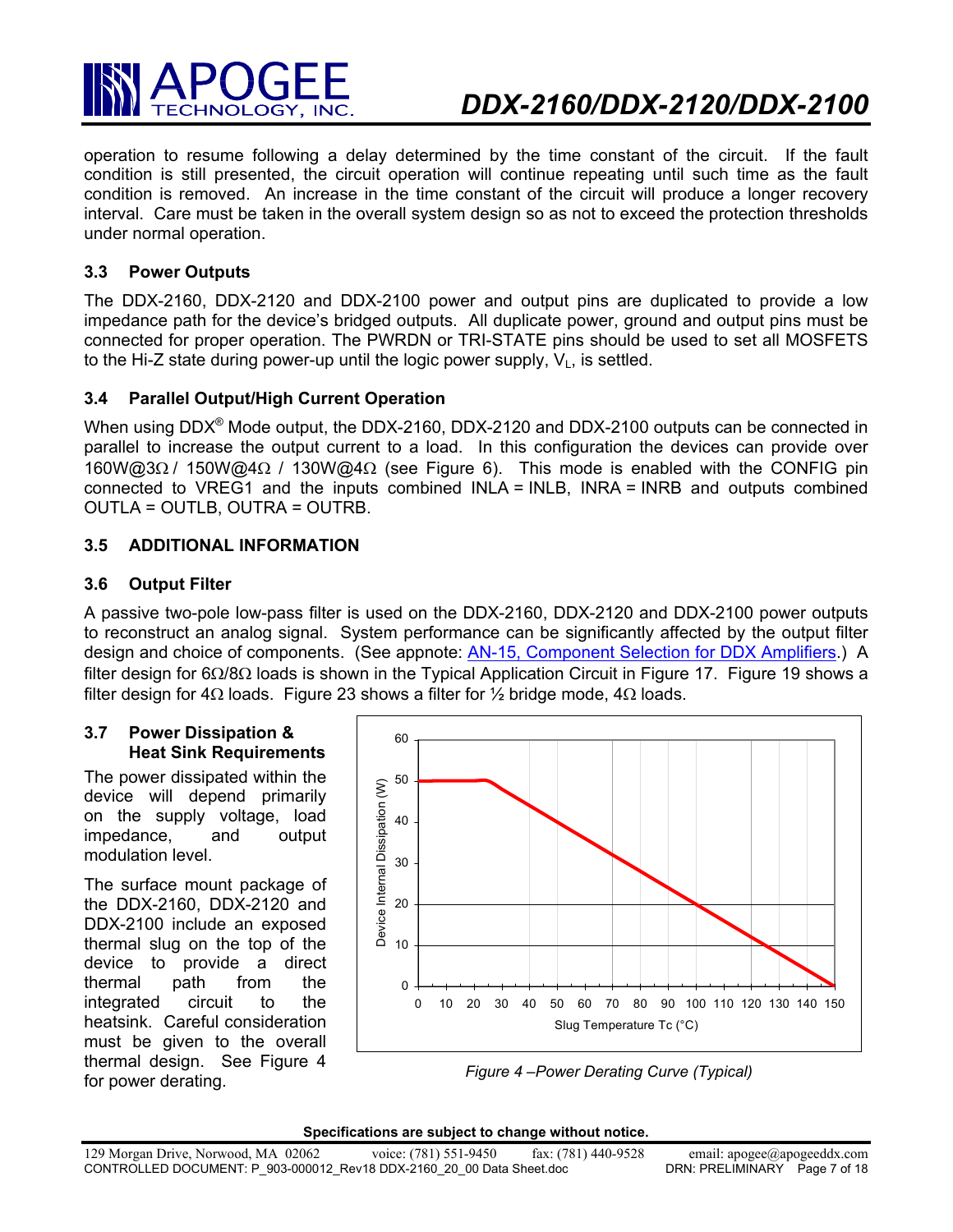operation to resume following a delay determined by the time constant of the circuit. If the fault condition is still presented, the circuit operation will continue repeating until such time as the fault condition is removed. An increase in the time constant of the circuit will produce a longer recovery interval. Care must be taken in the overall system design so as not to exceed the protection thresholds under normal operation.

### 3.3 Power Outputs

The DDX-2160, DDX-2120 and DDX-2100 power and output pins are duplicated to provide a low impedance path for the device's bridged outputs. All duplicate power, ground and output pins must be connected for proper operation. The PWRDN or TRI-STATE pins should be used to set all MOSFETS to the Hi-Z state during power-up until the logic power supply, $V_L$, is settled.

### 3.4 Parallel Output/High Current Operation

When using DDX® Mode output, the DDX-2160, DDX-2120 and DDX-2100 outputs can be connected in parallel to increase the output current to a load. In this configuration the devices can provide over 160W@3Ω / 150W@4Ω / 130W@4Ω (see Figure 6). This mode is enabled with the CONFIG pin connected to VREG1 and the inputs combined INLA = INLB, INRA = INRB and outputs combined OUTLA = OUTLB, OUTRA = OUTRB.

### 3.5 ADDITIONAL INFORMATION

### 3.6 Output Filter

A passive two-pole low-pass filter is used on the DDX-2160, DDX-2120 and DDX-2100 power outputs to reconstruct an analog signal. System performance can be significantly affected by the output filter design and choice of components. (See appnote: AN-15, Component Selection for DDX Amplifiers.) A filter design for 6Ω/8Ω loads is shown in the Typical Application Circuit in Figure 17. Figure 19 shows a filter design for 4Ω loads. Figure 23 shows a filter for ½ bridge mode, 4Ω loads.

### 3.7 Power Dissipation & Heat Sink Requirements

The power dissipated within the device will depend primarily on the supply voltage, load impedance, and output modulation level.

The surface mount package of the DDX-2160, DDX-2120 and DDX-2100 include an exposed thermal slug on the top of the device to provide a direct thermal path from the integrated circuit to the heatsink. Careful consideration must be given to the overall thermal design. See Figure 4 for power derating.

*Figure 4 –Power Derating Curve (Typical)*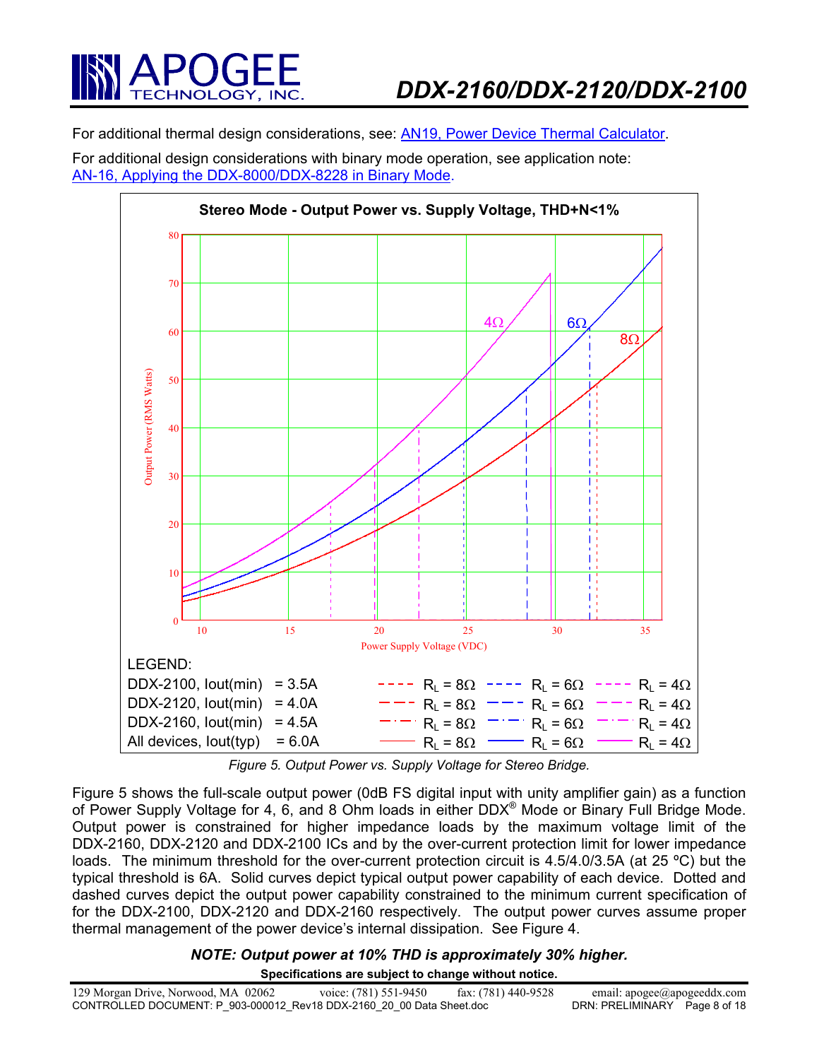For additional thermal design considerations, see: AN19, Power Device Thermal Calculator.

For additional design considerations with binary mode operation, see application note: AN-16, Applying the DDX-8000/DDX-8228 in Binary Mode.

**Stereo Mode - Output Power vs. Supply Voltage, THD+N<1%**

LEGEND:

| Device | Current | Line Style | | |
|---|---|---|---|---|
| DDX-2100, Iout(min) | = 3.5A | $R_L$ = 8Ω | $R_L$ = 6Ω | $R_L$ = 4Ω |
| DDX-2120, Iout(min) | = 4.0A | $R_L$ = 8Ω | $R_L$ = 6Ω | $R_L$ = 4Ω |
| DDX-2160, Iout(min) | = 4.5A | $R_L$ = 8Ω | $R_L$ = 6Ω | $R_L$ = 4Ω |
| All devices, Iout(typ) | = 6.0A | $R_L$ = 8Ω | $R_L$ = 6Ω | $R_L$ = 4Ω |

*Figure 5. Output Power vs. Supply Voltage for Stereo Bridge.*

Figure 5 shows the full-scale output power (0dB FS digital input with unity amplifier gain) as a function of Power Supply Voltage for 4, 6, and 8 Ohm loads in either DDX® Mode or Binary Full Bridge Mode. Output power is constrained for higher impedance loads by the maximum voltage limit of the DDX-2160, DDX-2120 and DDX-2100 ICs and by the over-current protection limit for lower impedance loads. The minimum threshold for the over-current protection circuit is 4.5/4.0/3.5A (at 25 ºC) but the typical threshold is 6A. Solid curves depict typical output power capability of each device. Dotted and dashed curves depict the output power capability constrained to the minimum current specification of for the DDX-2100, DDX-2120 and DDX-2160 respectively. The output power curves assume proper thermal management of the power device's internal dissipation. See Figure 4.

***NOTE: Output power at 10% THD is approximately 30% higher.***

**Specifications are subject to change without notice.**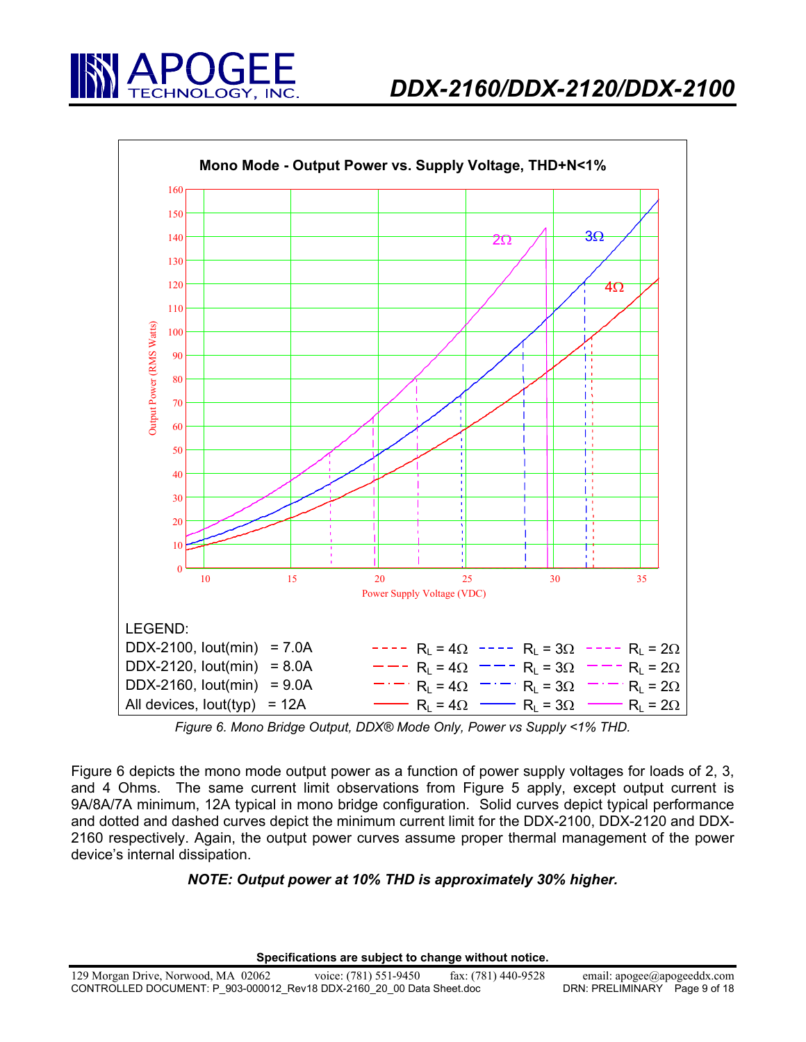**Mono Mode - Output Power vs. Supply Voltage, THD+N<1%**

LEGEND:

| Device | | $R_L = 4\Omega$ | $R_L = 3\Omega$ | $R_L = 2\Omega$ |
|---|---|---|---|---|
| DDX-2100, Iout(min) | = 7.0A | $R_L = 4\Omega$ | $R_L = 3\Omega$ | $R_L = 2\Omega$ |
| DDX-2120, Iout(min) | = 8.0A | $R_L = 4\Omega$ | $R_L = 3\Omega$ | $R_L = 2\Omega$ |
| DDX-2160, Iout(min) | = 9.0A | $R_L = 4\Omega$ | $R_L = 3\Omega$ | $R_L = 2\Omega$ |
| All devices, Iout(typ) | = 12A | $R_L = 4\Omega$ | $R_L = 3\Omega$ | $R_L = 2\Omega$ |

*Figure 6. Mono Bridge Output, DDX® Mode Only, Power vs Supply <1% THD.*

Figure 6 depicts the mono mode output power as a function of power supply voltages for loads of 2, 3, and 4 Ohms. The same current limit observations from Figure 5 apply, except output current is 9A/8A/7A minimum, 12A typical in mono bridge configuration. Solid curves depict typical performance and dotted and dashed curves depict the minimum current limit for the DDX-2100, DDX-2120 and DDX-2160 respectively. Again, the output power curves assume proper thermal management of the power device's internal dissipation.

***NOTE: Output power at 10% THD is approximately 30% higher.***

**Specifications are subject to change without notice.**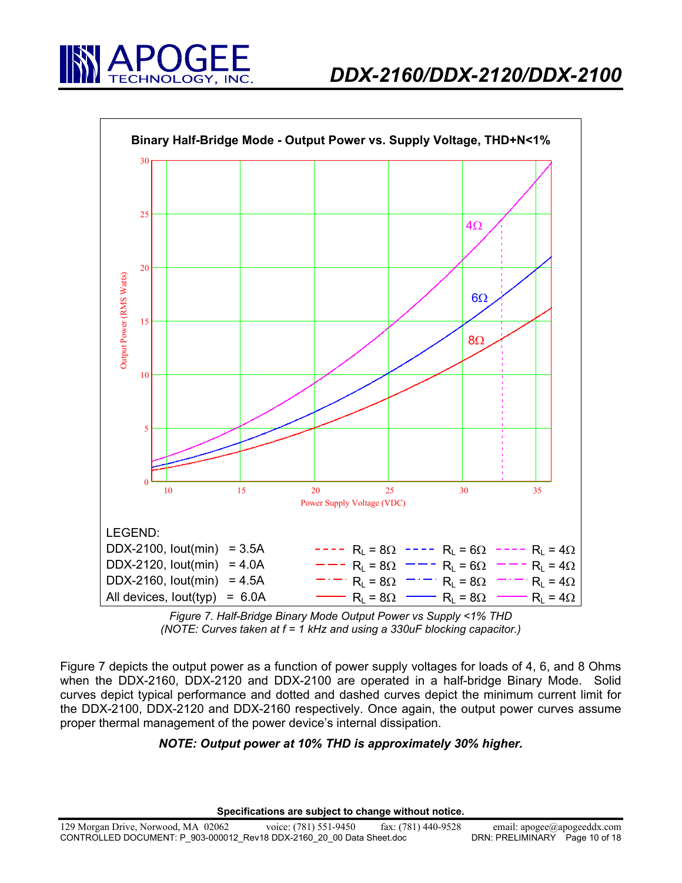**Binary Half-Bridge Mode - Output Power vs. Supply Voltage, THD+N<1%**

LEGEND:

| | | | | |
|---|---|---|---|---|
| DDX-2100, Iout(min) = 3.5A | ---- | $R_L$ = 8Ω ---- $R_L$ = 6Ω | ---- | $R_L$ = 4Ω |
| DDX-2120, Iout(min) = 4.0A | — — | $R_L$ = 8Ω — — $R_L$ = 6Ω | — — | $R_L$ = 4Ω |
| DDX-2160, Iout(min) = 4.5A | —·— | $R_L$ = 8Ω —·— $R_L$ = 8Ω | —·— | $R_L$ = 4Ω |
| All devices, Iout(typ) = 6.0A | —— | $R_L$ = 8Ω —— $R_L$ = 8Ω | —— | $R_L$ = 4Ω |

*Figure 7. Half-Bridge Binary Mode Output Power vs Supply <1% THD*
*(NOTE: Curves taken at f = 1 kHz and using a 330uF blocking capacitor.)*

Figure 7 depicts the output power as a function of power supply voltages for loads of 4, 6, and 8 Ohms when the DDX-2160, DDX-2120 and DDX-2100 are operated in a half-bridge Binary Mode. Solid curves depict typical performance and dotted and dashed curves depict the minimum current limit for the DDX-2100, DDX-2120 and DDX-2160 respectively. Once again, the output power curves assume proper thermal management of the power device's internal dissipation.

***NOTE: Output power at 10% THD is approximately 30% higher.***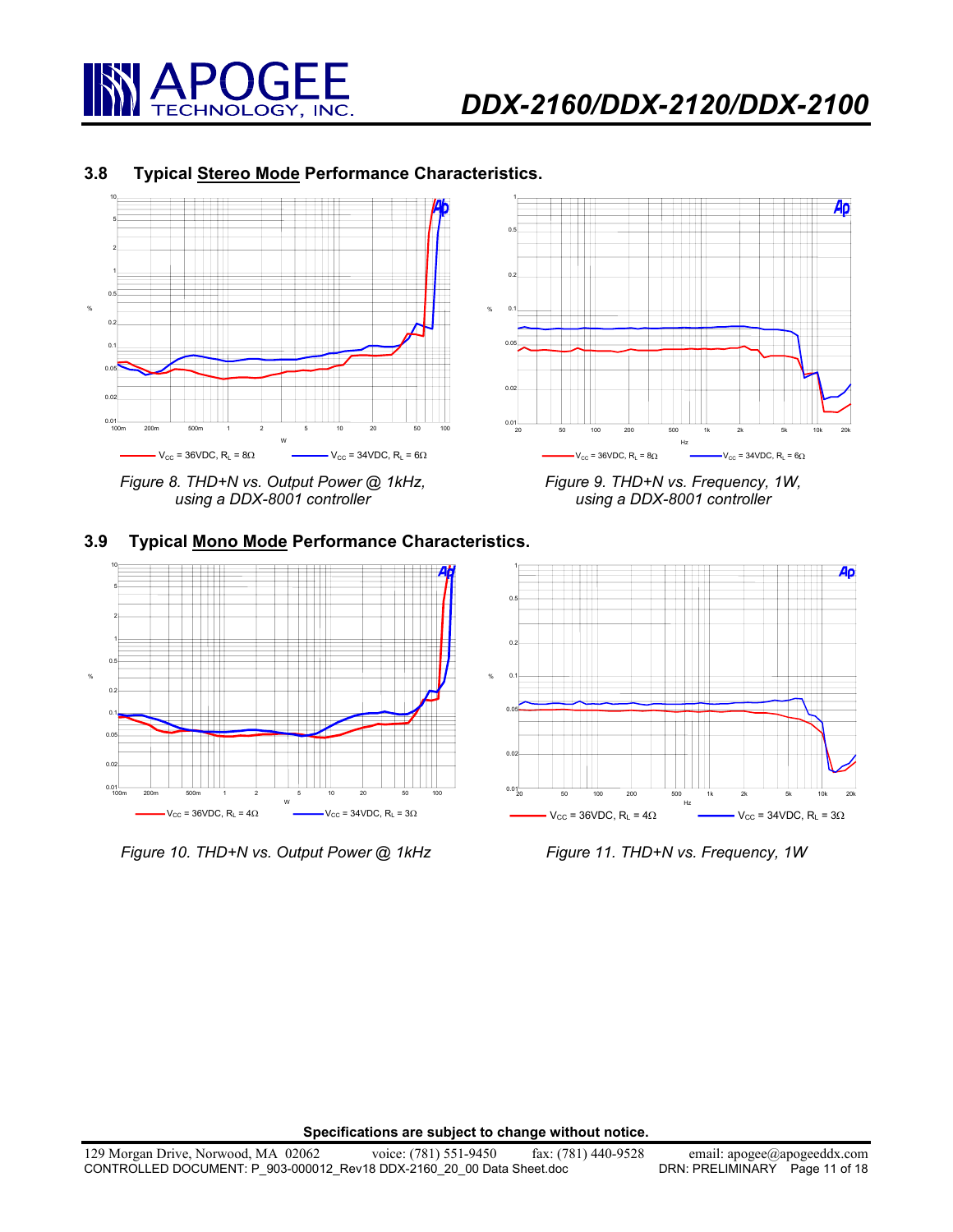## 3.8 Typical Stereo Mode Performance Characteristics.

$V_{CC}$ = 36VDC, $R_L$ = 8Ω — $V_{CC}$ = 34VDC, $R_L$ = 6Ω

*Figure 8. THD+N vs. Output Power @ 1kHz, using a DDX-8001 controller*

$V_{CC}$ = 36VDC, $R_L$ = 8Ω — $V_{CC}$ = 34VDC, $R_L$ = 6Ω

*Figure 9. THD+N vs. Frequency, 1W, using a DDX-8001 controller*

## 3.9 Typical Mono Mode Performance Characteristics.

$V_{CC}$ = 36VDC, $R_L$ = 4Ω — $V_{CC}$ = 34VDC, $R_L$ = 3Ω

*Figure 10. THD+N vs. Output Power @ 1kHz*

$V_{CC}$ = 36VDC, $R_L$ = 4Ω — $V_{CC}$ = 34VDC, $R_L$ = 3Ω

*Figure 11. THD+N vs. Frequency, 1W*

**Specifications are subject to change without notice.**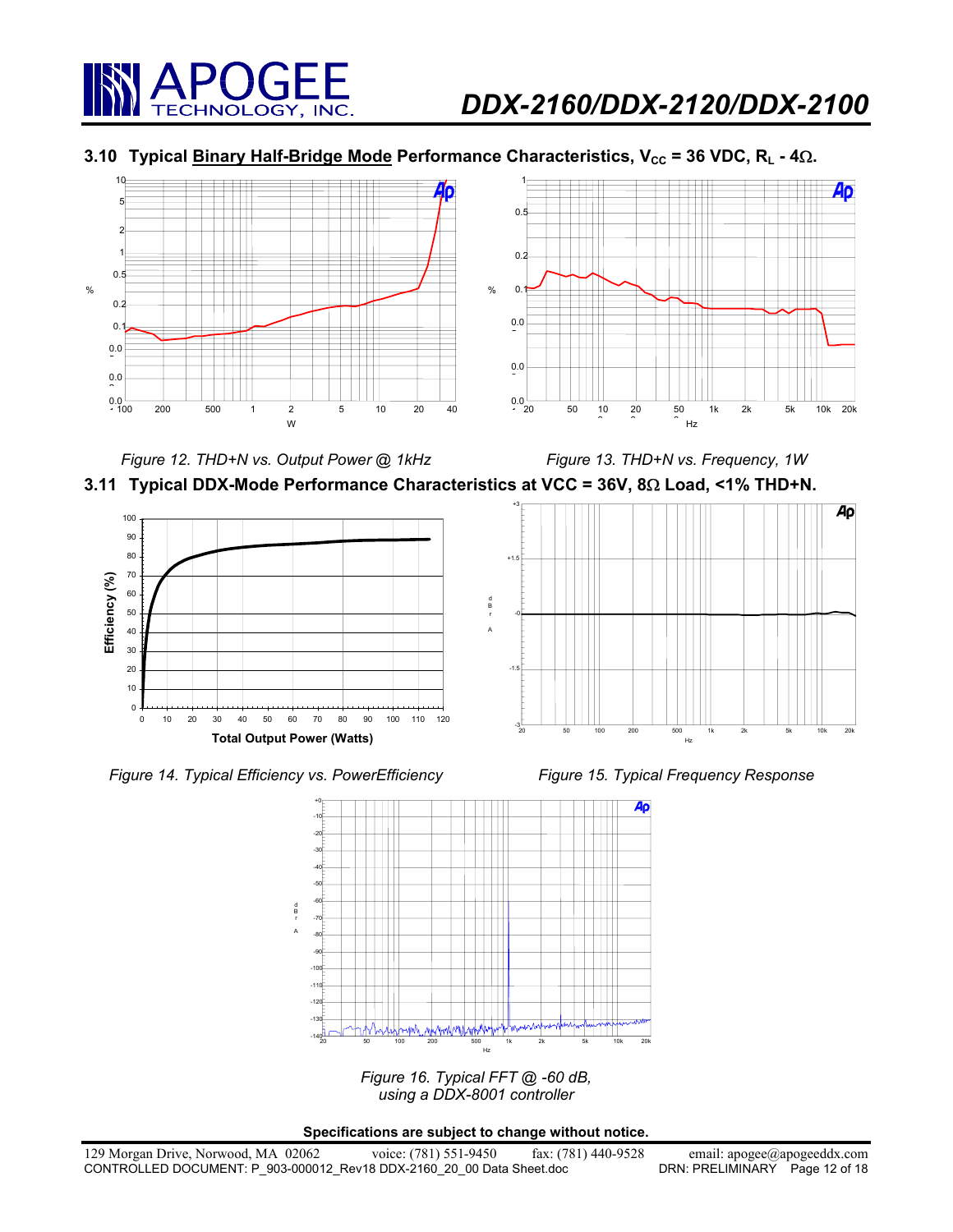## 3.10 Typical Binary Half-Bridge Mode Performance Characteristics, $V_{CC}$ = 36 VDC, $R_L$ - 4Ω.

*Figure 12. THD+N vs. Output Power @ 1kHz*

*Figure 13. THD+N vs. Frequency, 1W*

## 3.11 Typical DDX-Mode Performance Characteristics at VCC = 36V, 8Ω Load, <1% THD+N.

*Figure 14. Typical Efficiency vs. PowerEfficiency*

*Figure 15. Typical Frequency Response*

*Figure 16. Typical FFT @ -60 dB, using a DDX-8001 controller*

**Specifications are subject to change without notice.**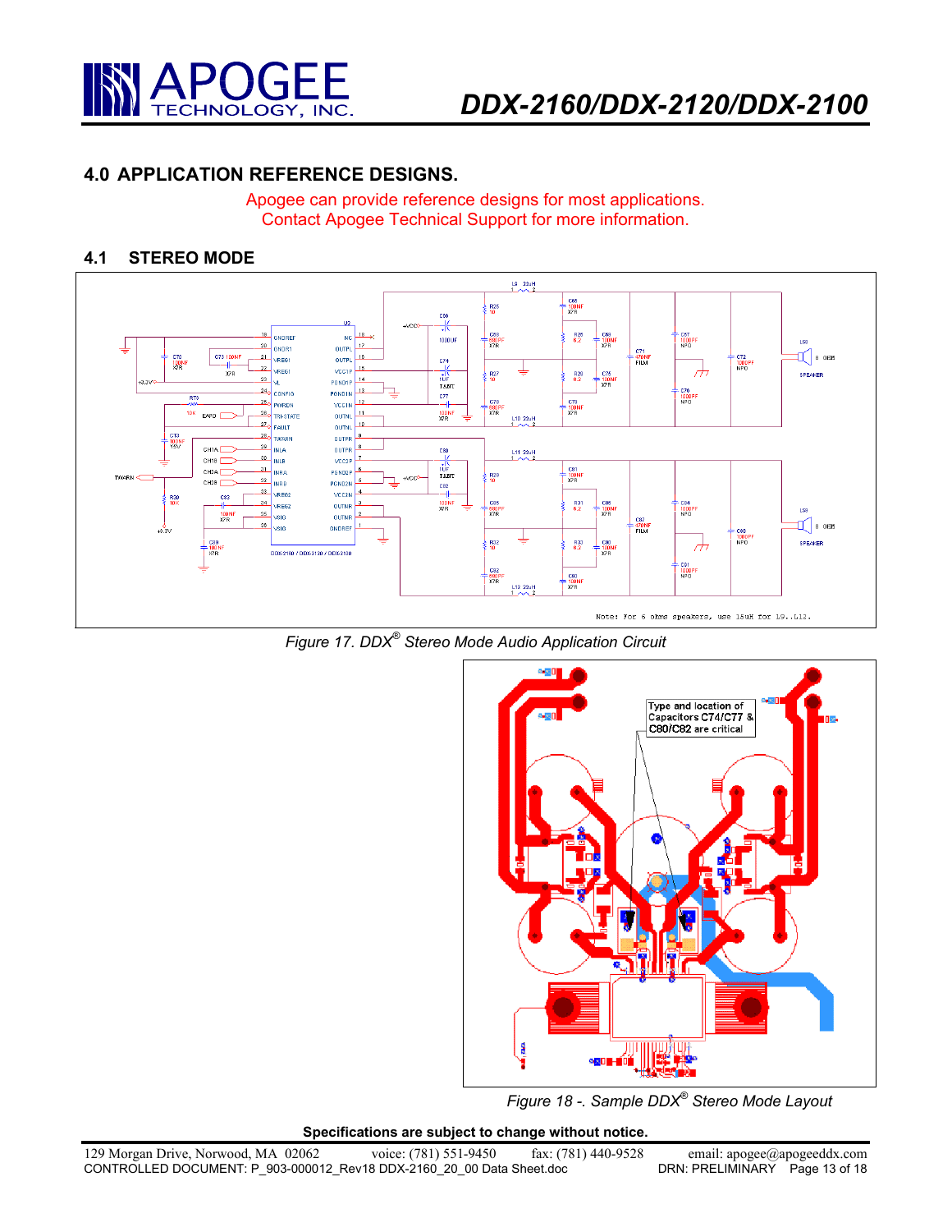## 4.0 APPLICATION REFERENCE DESIGNS.

Apogee can provide reference designs for most applications.
Contact Apogee Technical Support for more information.

### 4.1 STEREO MODE

*Figure 17. DDX® Stereo Mode Audio Application Circuit*

*Figure 18 -. Sample DDX® Stereo Mode Layout*

**Specifications are subject to change without notice.**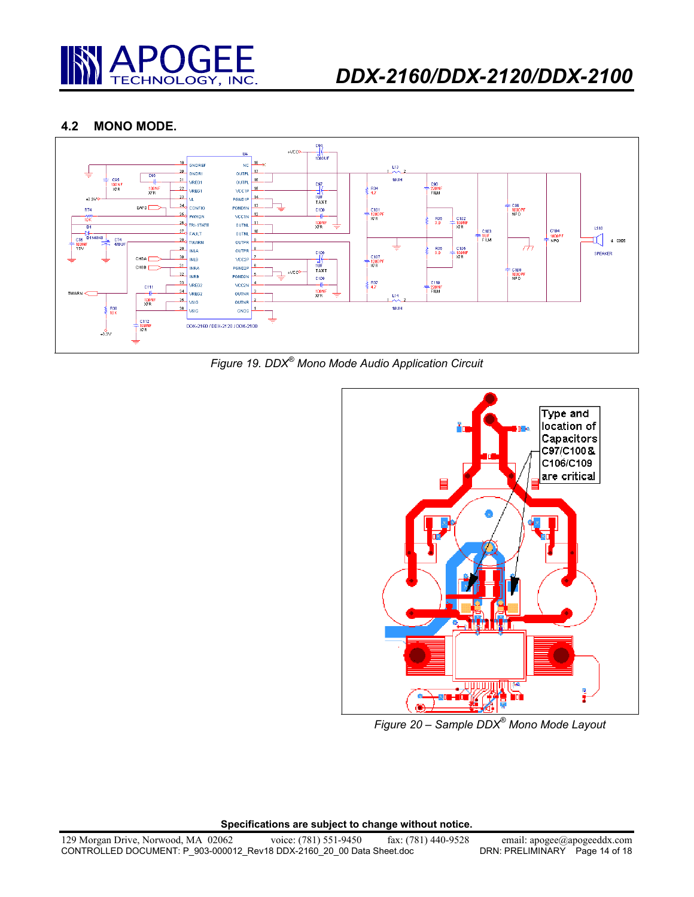## 4.2 MONO MODE.

*Figure 19. DDX® Mono Mode Audio Application Circuit*

*Figure 20 – Sample DDX® Mono Mode Layout*

**Specifications are subject to change without notice.**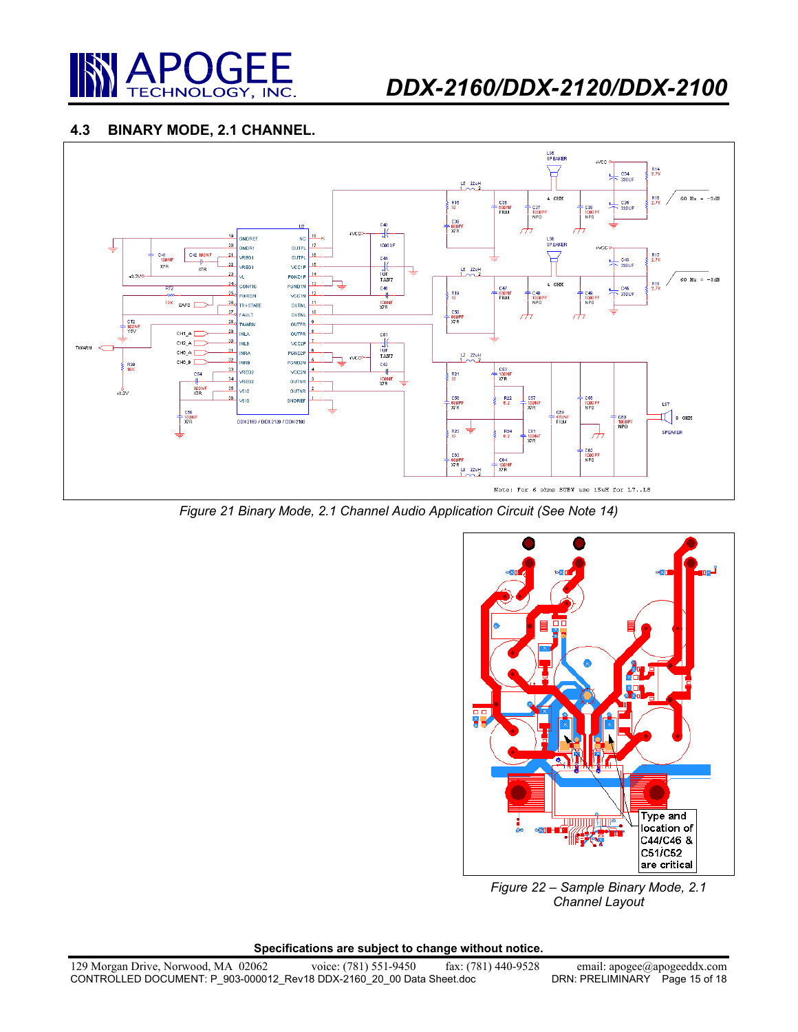### 4.3 BINARY MODE, 2.1 CHANNEL.

*Figure 21 Binary Mode, 2.1 Channel Audio Application Circuit (See Note 14)*

*Figure 22 – Sample Binary Mode, 2.1 Channel Layout*

**Specifications are subject to change without notice.**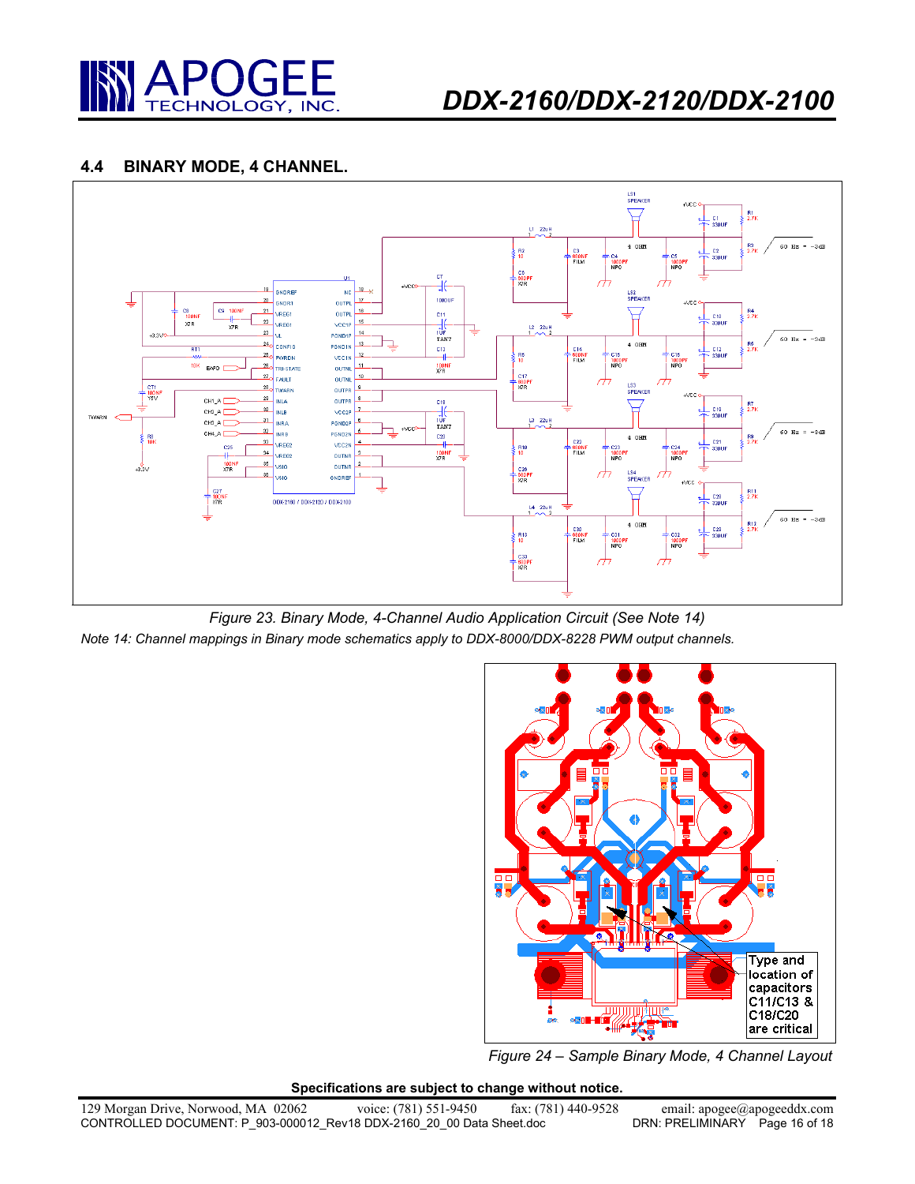## 4.4 BINARY MODE, 4 CHANNEL.

*Figure 23. Binary Mode, 4-Channel Audio Application Circuit (See Note 14)*

*Note 14: Channel mappings in Binary mode schematics apply to DDX-8000/DDX-8228 PWM output channels.*

*Figure 24 – Sample Binary Mode, 4 Channel Layout*

**Specifications are subject to change without notice.**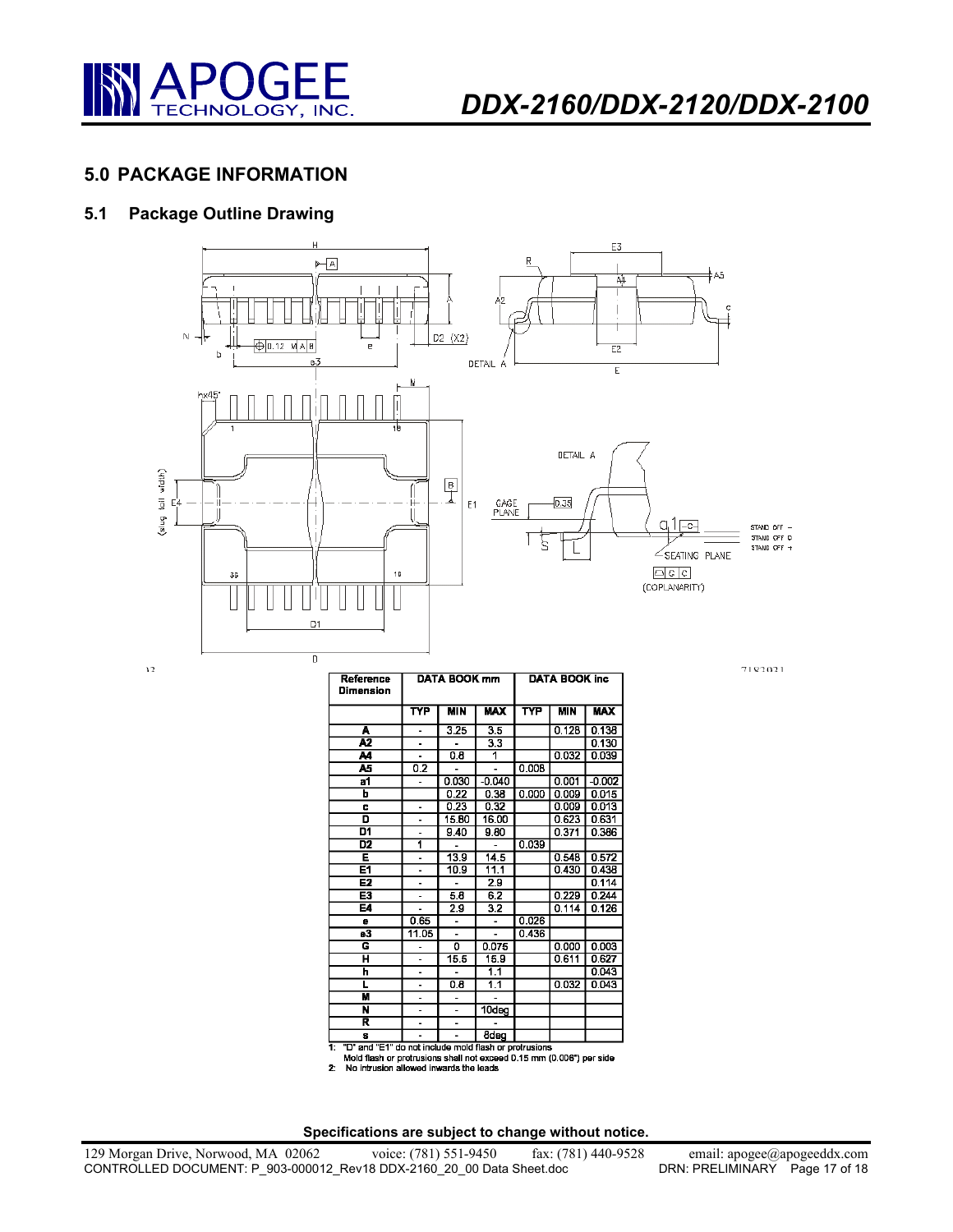## 5.0 PACKAGE INFORMATION

### 5.1 Package Outline Drawing

| Reference Dimension | DATA BOOK mm | | | DATA BOOK inc | | |
|---|---|---|---|---|---|---|
| | TYP | MIN | MAX | TYP | MIN | MAX |
| A | - | 3.25 | 3.5 | | 0.128 | 0.138 |
| A2 | - | - | 3.3 | | | 0.130 |
| A4 | - | 0.8 | 1 | | 0.032 | 0.039 |
| A5 | 0.2 | - | - | 0.008 | | |
| a1 | - | 0.030 | -0.040 | | 0.001 | -0.002 |
| b | | 0.22 | 0.38 | 0.000 | 0.009 | 0.015 |
| c | - | 0.23 | 0.32 | | 0.009 | 0.013 |
| D | - | 15.80 | 16.00 | | 0.623 | 0.631 |
| D1 | - | 9.40 | 9.80 | | 0.371 | 0.386 |
| D2 | 1 | - | - | 0.039 | | |
| E | - | 13.9 | 14.5 | | 0.548 | 0.572 |
| E1 | - | 10.9 | 11.1 | | 0.430 | 0.438 |
| E2 | - | - | 2.9 | | | 0.114 |
| E3 | - | 5.8 | 6.2 | | 0.229 | 0.244 |
| E4 | - | 2.9 | 3.2 | | 0.114 | 0.126 |
| e | 0.65 | - | - | 0.026 | | |
| e3 | 11.05 | - | - | 0.436 | | |
| G | - | 0 | 0.075 | | 0.000 | 0.003 |
| H | - | 15.5 | 15.9 | | 0.611 | 0.627 |
| h | - | - | 1.1 | | | 0.043 |
| L | - | 0.8 | 1.1 | | 0.032 | 0.043 |
| M | - | - | - | | | |
| N | - | - | 10deg | | | |
| R | - | - | - | | | |
| s | - | - | 8deg | | | |

1: "D" and "E1" do not include mold flash or protrusions
Mold flash or protrusions shall not exceed 0.15 mm (0.006") per side
2: No intrusion allowed inwards the leads

**Specifications are subject to change without notice.**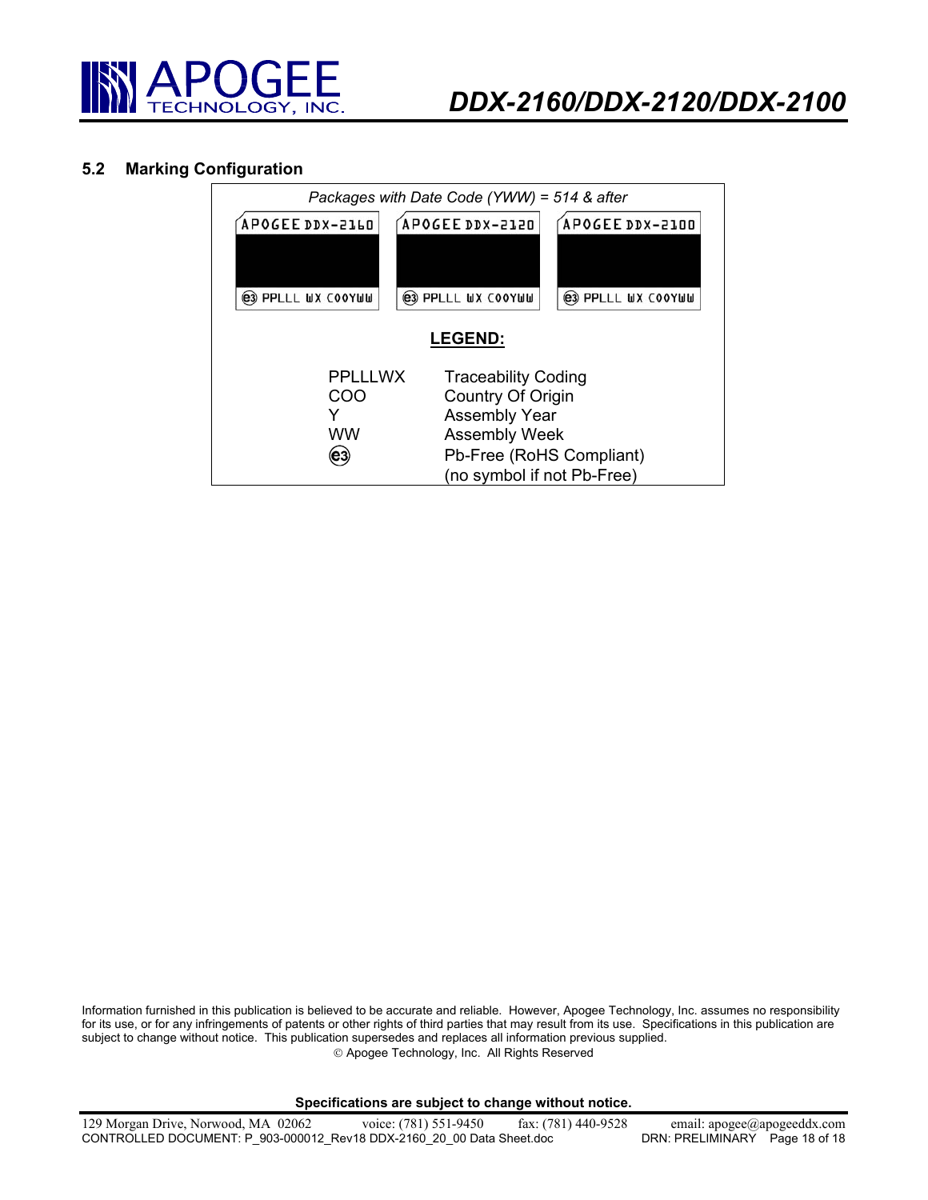### 5.2 Marking Configuration

*Packages with Date Code (YWW) = 514 & after*

APOGEE DDX-2160
e3 PPLLL WX COOYWW

APOGEE DDX-2120
e3 PPLLL WX COOYWW

APOGEE DDX-2100
e3 PPLLL WX COOYWW

**LEGEND:**

| | |
|---|---|
| PPLLLWX | Traceability Coding |
| COO | Country Of Origin |
| Y | Assembly Year |
| WW | Assembly Week |
| e3 | Pb-Free (RoHS Compliant) (no symbol if not Pb-Free) |

Information furnished in this publication is believed to be accurate and reliable. However, Apogee Technology, Inc. assumes no responsibility for its use, or for any infringements of patents or other rights of third parties that may result from its use. Specifications in this publication are subject to change without notice. This publication supersedes and replaces all information previous supplied.

© Apogee Technology, Inc. All Rights Reserved